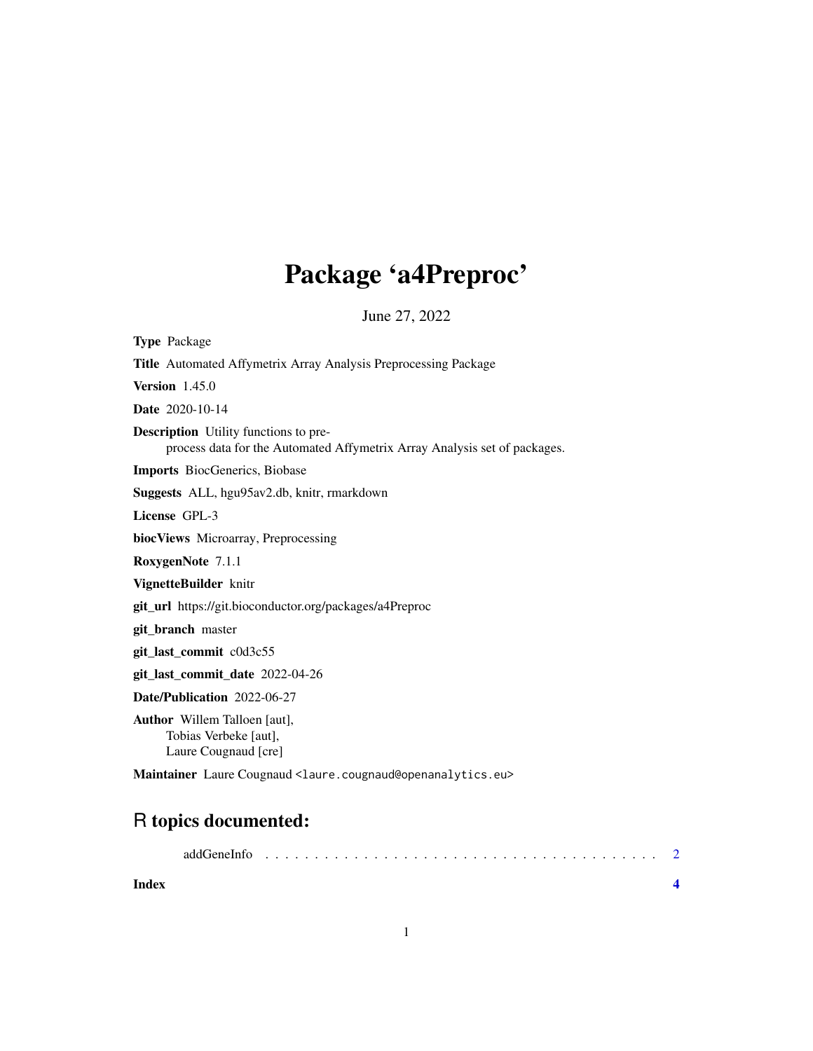# Package 'a4Preproc'

June 27, 2022

**Type** Package

**Title** Automated Affymetrix Array Analysis Preprocessing Package

**Version** 1.45.0

**Date** 2020-10-14

**Description** Utility functions to pre-process data for the Automated Affymetrix Array Analysis set of packages.

**Imports** BiocGenerics, Biobase

**Suggests** ALL, hgu95av2.db, knitr, rmarkdown

**License** GPL-3

**biocViews** Microarray, Preprocessing

**RoxygenNote** 7.1.1

**VignetteBuilder** knitr

**git_url** https://git.bioconductor.org/packages/a4Preproc

**git_branch** master

**git_last_commit** c0d3c55

**git_last_commit_date** 2022-04-26

**Date/Publication** 2022-06-27

**Author** Willem Talloen [aut],
Tobias Verbeke [aut],
Laure Cougnaud [cre]

**Maintainer** Laure Cougnaud <laure.cougnaud@openanalytics.eu>

## R topics documented:

addGeneInfo . . . . . . . . . . . . . . . . . . . . . . . . . . . . . . . . . . . . . . 2

**Index** **4**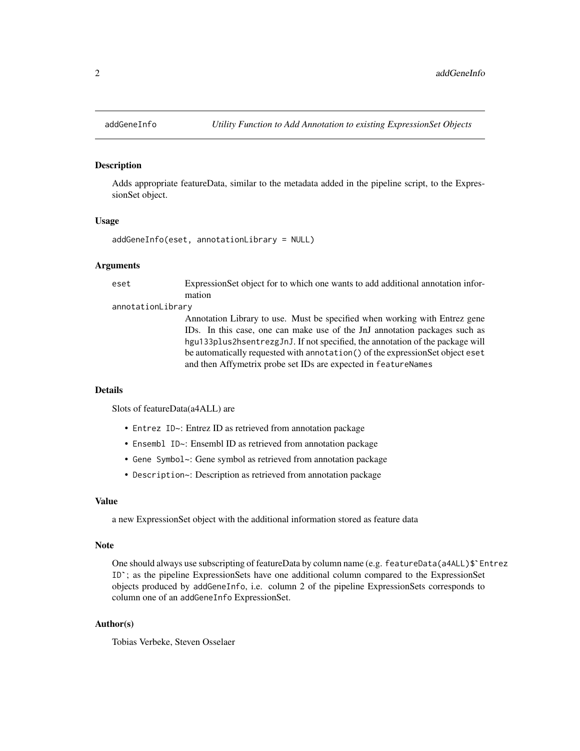# addGeneInfo — *Utility Function to Add Annotation to existing ExpressionSet Objects*

## Description

Adds appropriate featureData, similar to the metadata added in the pipeline script, to the ExpressionSet object.

## Usage

```
addGeneInfo(eset, annotationLibrary = NULL)
```

## Arguments

- `eset`: ExpressionSet object for to which one wants to add additional annotation information
- `annotationLibrary`: Annotation Library to use. Must be specified when working with Entrez gene IDs. In this case, one can make use of the JnJ annotation packages such as `hgu133plus2hsentrezgJnJ`. If not specified, the annotation of the package will be automatically requested with `annotation()` of the expressionSet object `eset` and then Affymetrix probe set IDs are expected in `featureNames`

## Details

Slots of featureData(a4ALL) are

- `Entrez ID`~: Entrez ID as retrieved from annotation package
- `Ensembl ID`~: Ensembl ID as retrieved from annotation package
- `Gene Symbol`~: Gene symbol as retrieved from annotation package
- `Description`~: Description as retrieved from annotation package

## Value

a new ExpressionSet object with the additional information stored as feature data

## Note

One should always use subscripting of featureData by column name (e.g. ``featureData(a4ALL)$`Entrez ID` ``; as the pipeline ExpressionSets have one additional column compared to the ExpressionSet objects produced by `addGeneInfo`, i.e. column 2 of the pipeline ExpressionSets corresponds to column one of an `addGeneInfo` ExpressionSet.

## Author(s)

Tobias Verbeke, Steven Osselaer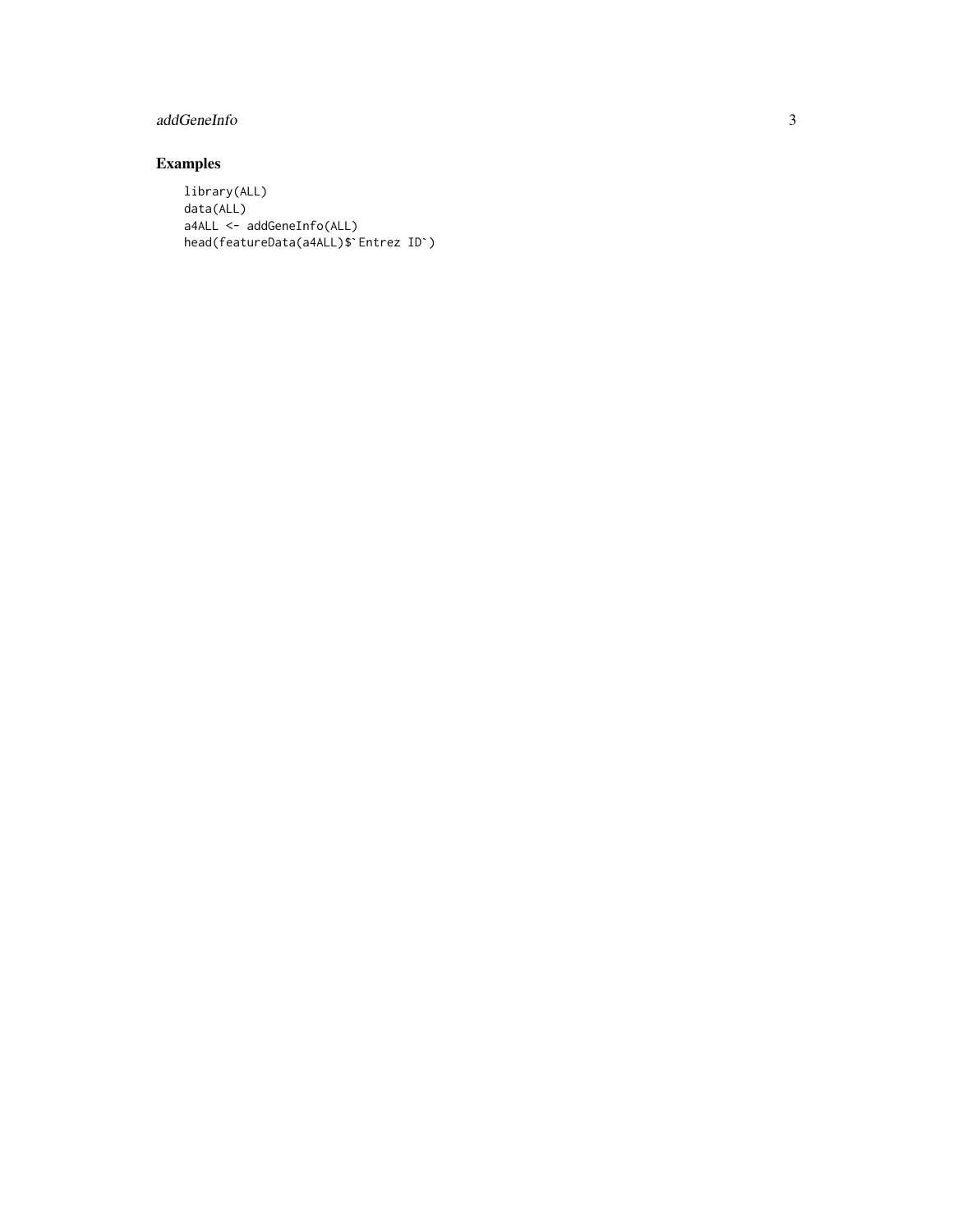## Examples

```
library(ALL)
data(ALL)
a4ALL <- addGeneInfo(ALL)
head(featureData(a4ALL)$`Entrez ID`)
```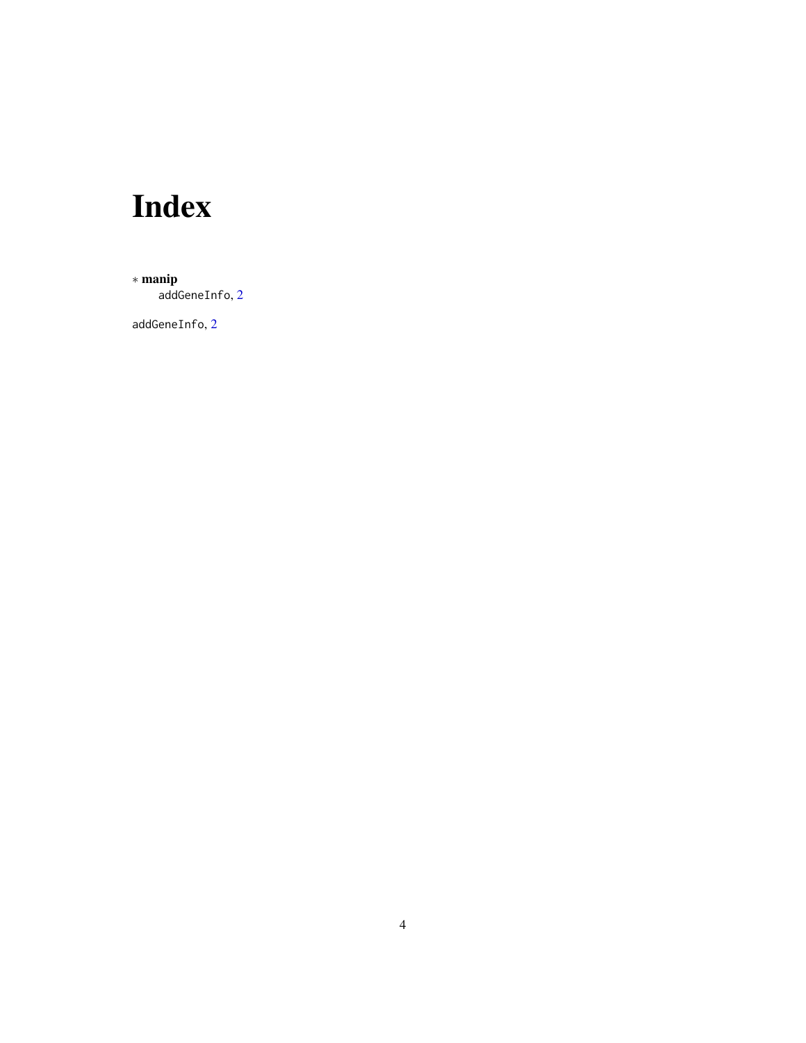# Index

∗ **manip**
    addGeneInfo, 2

addGeneInfo, 2